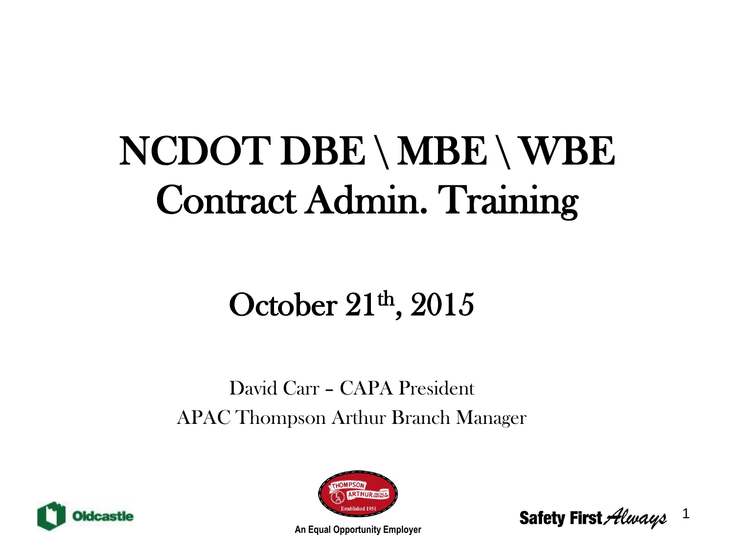# NCDOT DBE \ MBE \ WBE Contract Admin. Training

## October 21th, 2015

David Carr – CAPA President

APAC Thompson Arthur Branch Manager

An Equal Opportunity Employer

Safety First *Always*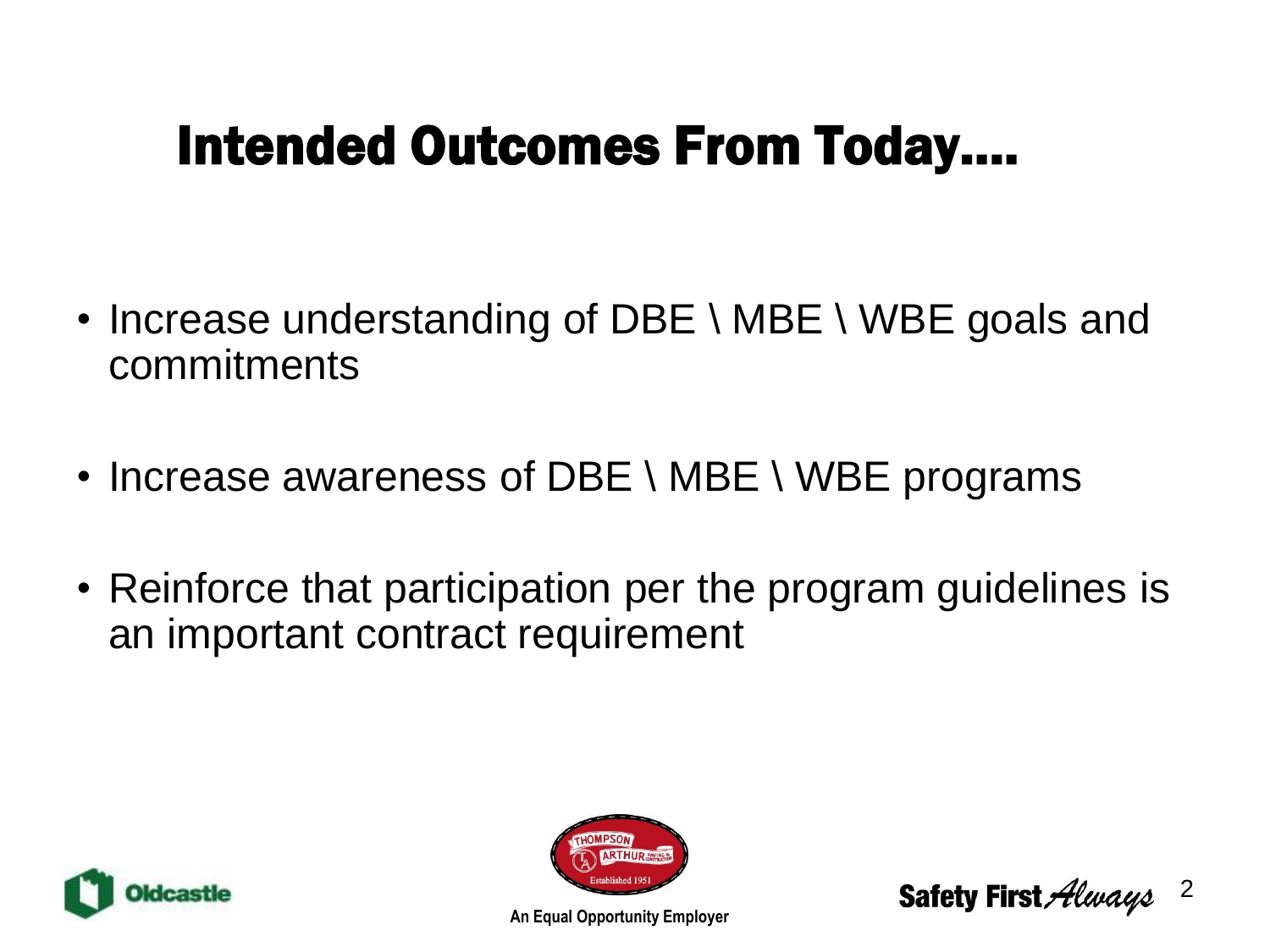# Intended Outcomes From Today….

- Increase understanding of DBE \ MBE \ WBE goals and commitments
- Increase awareness of DBE \ MBE \ WBE programs
- Reinforce that participation per the program guidelines is an important contract requirement

An Equal Opportunity Employer

Safety First *Always*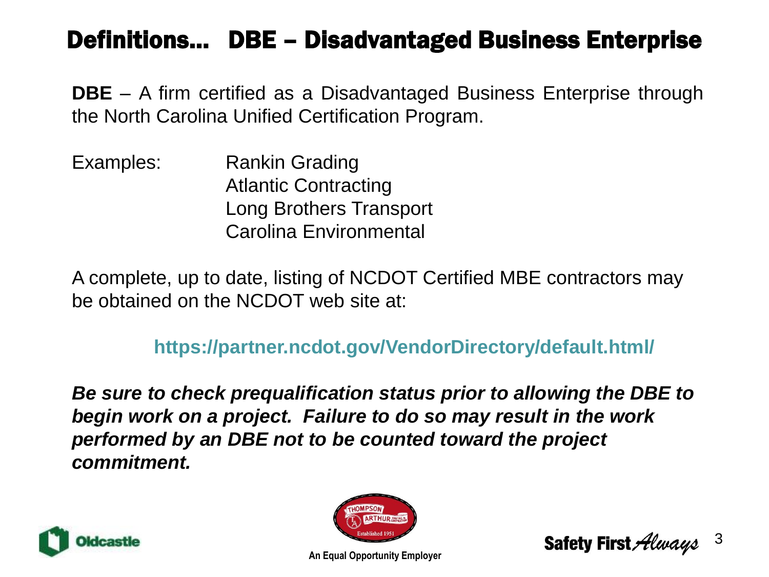# Definitions… DBE – Disadvantaged Business Enterprise

**DBE** – A firm certified as a Disadvantaged Business Enterprise through the North Carolina Unified Certification Program.

Examples:
- Rankin Grading
- Atlantic Contracting
- Long Brothers Transport
- Carolina Environmental

A complete, up to date, listing of NCDOT Certified MBE contractors may be obtained on the NCDOT web site at:

**https://partner.ncdot.gov/VendorDirectory/default.html/**

***Be sure to check prequalification status prior to allowing the DBE to begin work on a project. Failure to do so may result in the work performed by an DBE not to be counted toward the project commitment.***

An Equal Opportunity Employer

Safety First *Always*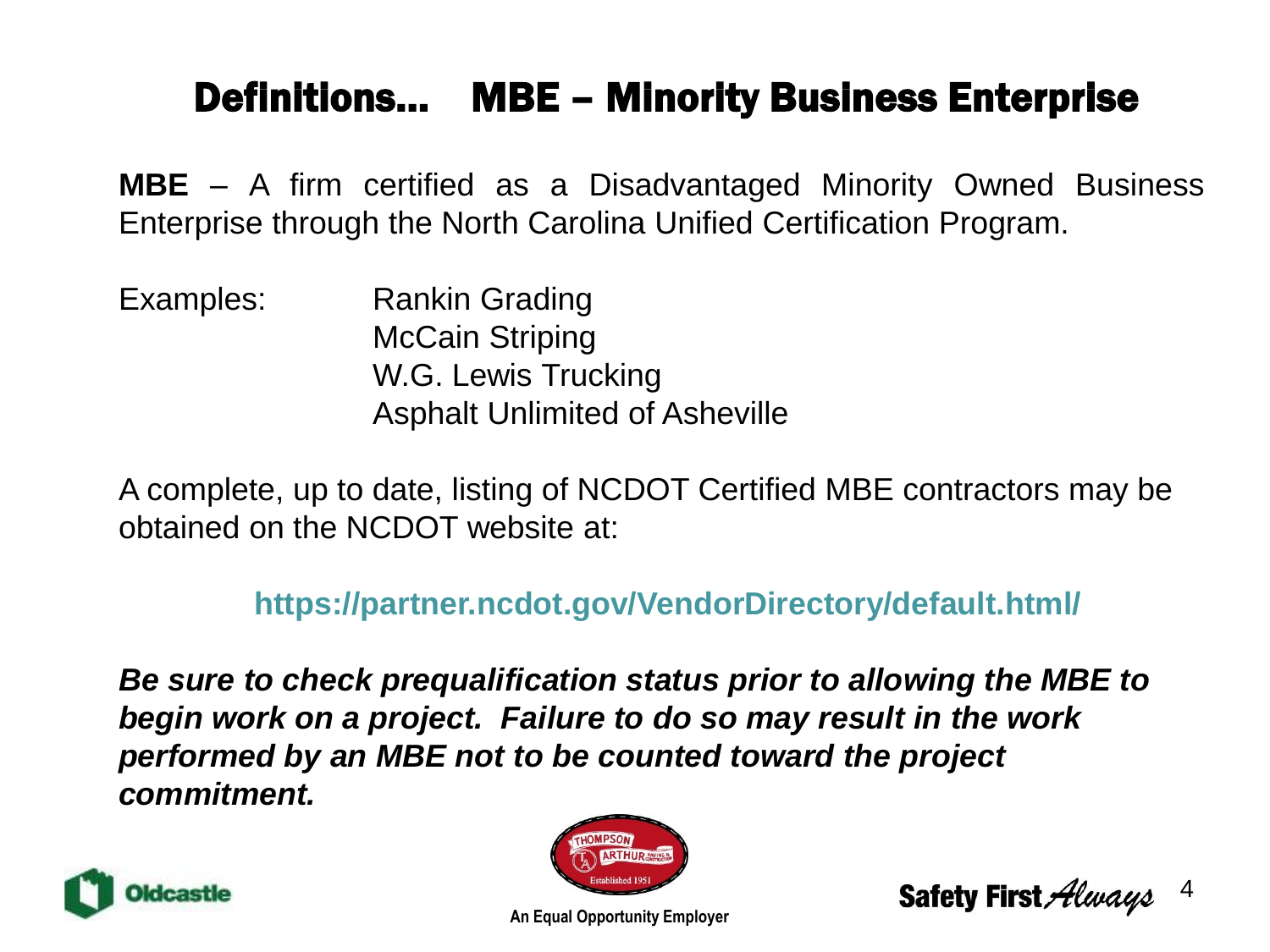# Definitions… MBE – Minority Business Enterprise

**MBE** – A firm certified as a Disadvantaged Minority Owned Business Enterprise through the North Carolina Unified Certification Program.

Examples:
- Rankin Grading
- McCain Striping
- W.G. Lewis Trucking
- Asphalt Unlimited of Asheville

A complete, up to date, listing of NCDOT Certified MBE contractors may be obtained on the NCDOT website at:

**https://partner.ncdot.gov/VendorDirectory/default.html/**

***Be sure to check prequalification status prior to allowing the MBE to begin work on a project. Failure to do so may result in the work performed by an MBE not to be counted toward the project commitment.***

An Equal Opportunity Employer

Safety First *Always*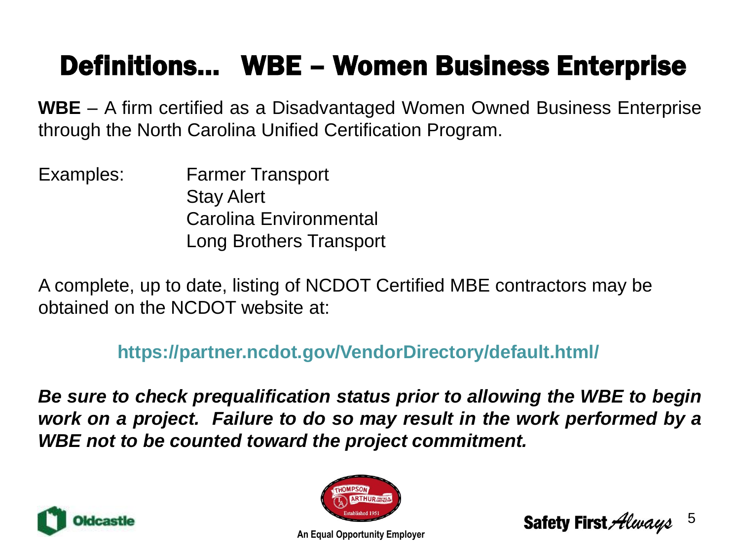# Definitions… WBE – Women Business Enterprise

**WBE** – A firm certified as a Disadvantaged Women Owned Business Enterprise through the North Carolina Unified Certification Program.

Examples:
- Farmer Transport
- Stay Alert
- Carolina Environmental
- Long Brothers Transport

A complete, up to date, listing of NCDOT Certified MBE contractors may be obtained on the NCDOT website at:

**https://partner.ncdot.gov/VendorDirectory/default.html/**

***Be sure to check prequalification status prior to allowing the WBE to begin work on a project. Failure to do so may result in the work performed by a WBE not to be counted toward the project commitment.***

An Equal Opportunity Employer

Safety First *Always*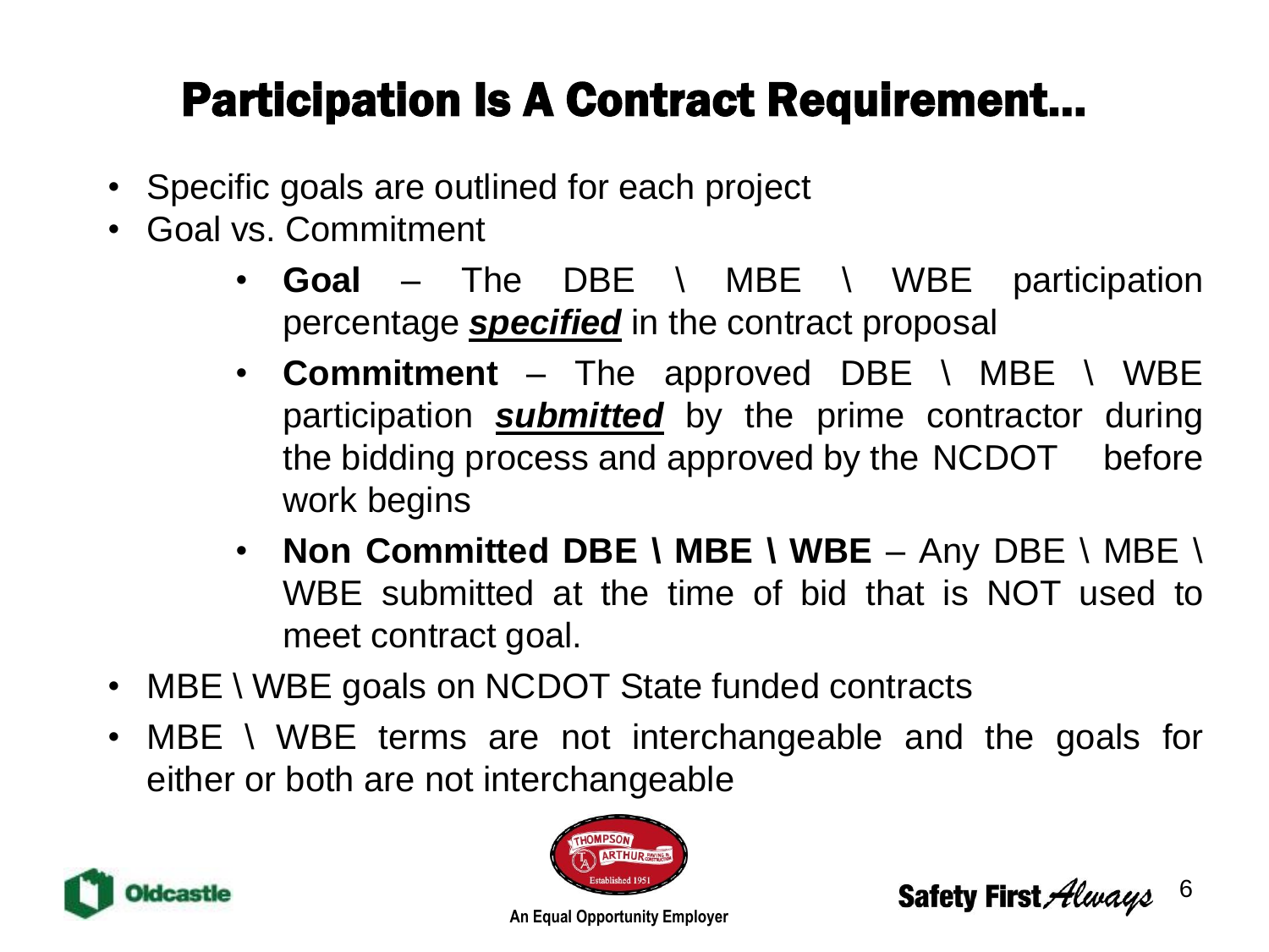# Participation Is A Contract Requirement…

- Specific goals are outlined for each project
- Goal vs. Commitment
  - **Goal** – The DBE \ MBE \ WBE participation percentage ***specified*** in the contract proposal
  - **Commitment** – The approved DBE \ MBE \ WBE participation ***submitted*** by the prime contractor during the bidding process and approved by the NCDOT before work begins
  - **Non Committed DBE \ MBE \ WBE** – Any DBE \ MBE \ WBE submitted at the time of bid that is NOT used to meet contract goal.
- MBE \ WBE goals on NCDOT State funded contracts
- MBE \ WBE terms are not interchangeable and the goals for either or both are not interchangeable

An Equal Opportunity Employer

Safety First *Always*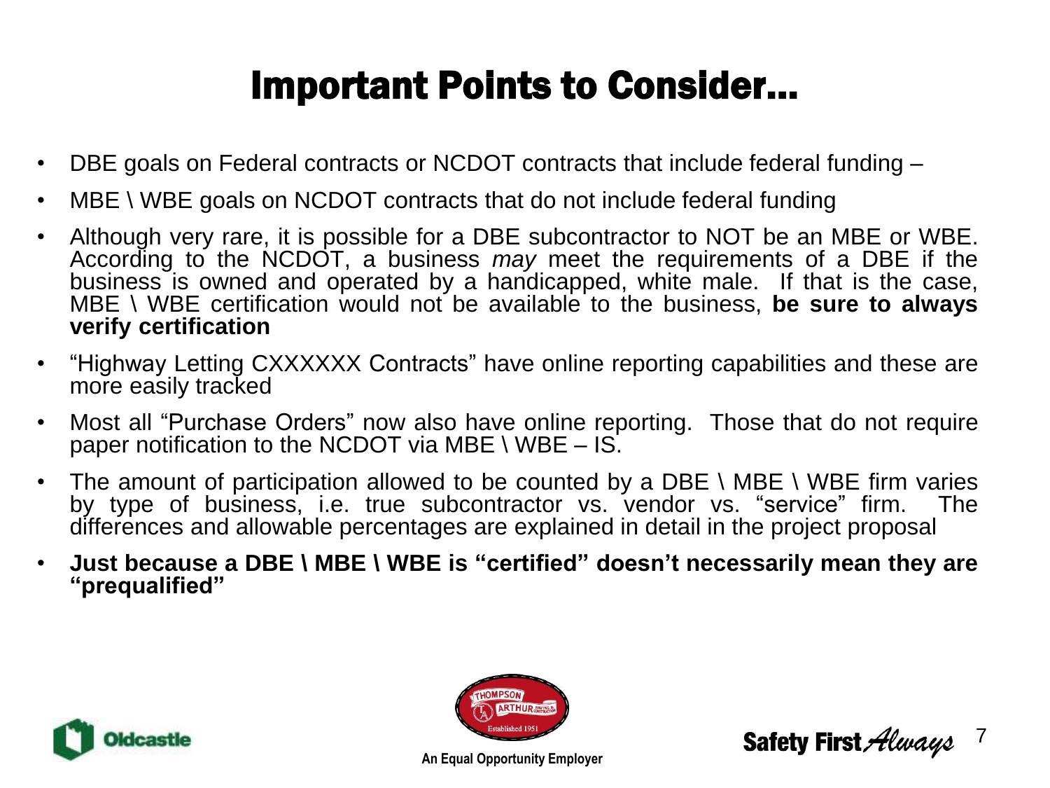# Important Points to Consider…

- DBE goals on Federal contracts or NCDOT contracts that include federal funding –
- MBE \ WBE goals on NCDOT contracts that do not include federal funding
- Although very rare, it is possible for a DBE subcontractor to NOT be an MBE or WBE. According to the NCDOT, a business *may* meet the requirements of a DBE if the business is owned and operated by a handicapped, white male. If that is the case, MBE \ WBE certification would not be available to the business, **be sure to always verify certification**
- "Highway Letting CXXXXXX Contracts" have online reporting capabilities and these are more easily tracked
- Most all "Purchase Orders" now also have online reporting. Those that do not require paper notification to the NCDOT via MBE \ WBE – IS.
- The amount of participation allowed to be counted by a DBE \ MBE \ WBE firm varies by type of business, i.e. true subcontractor vs. vendor vs. "service" firm. The differences and allowable percentages are explained in detail in the project proposal
- **Just because a DBE \ MBE \ WBE is "certified" doesn't necessarily mean they are "prequalified"**

An Equal Opportunity Employer

Safety First *Always*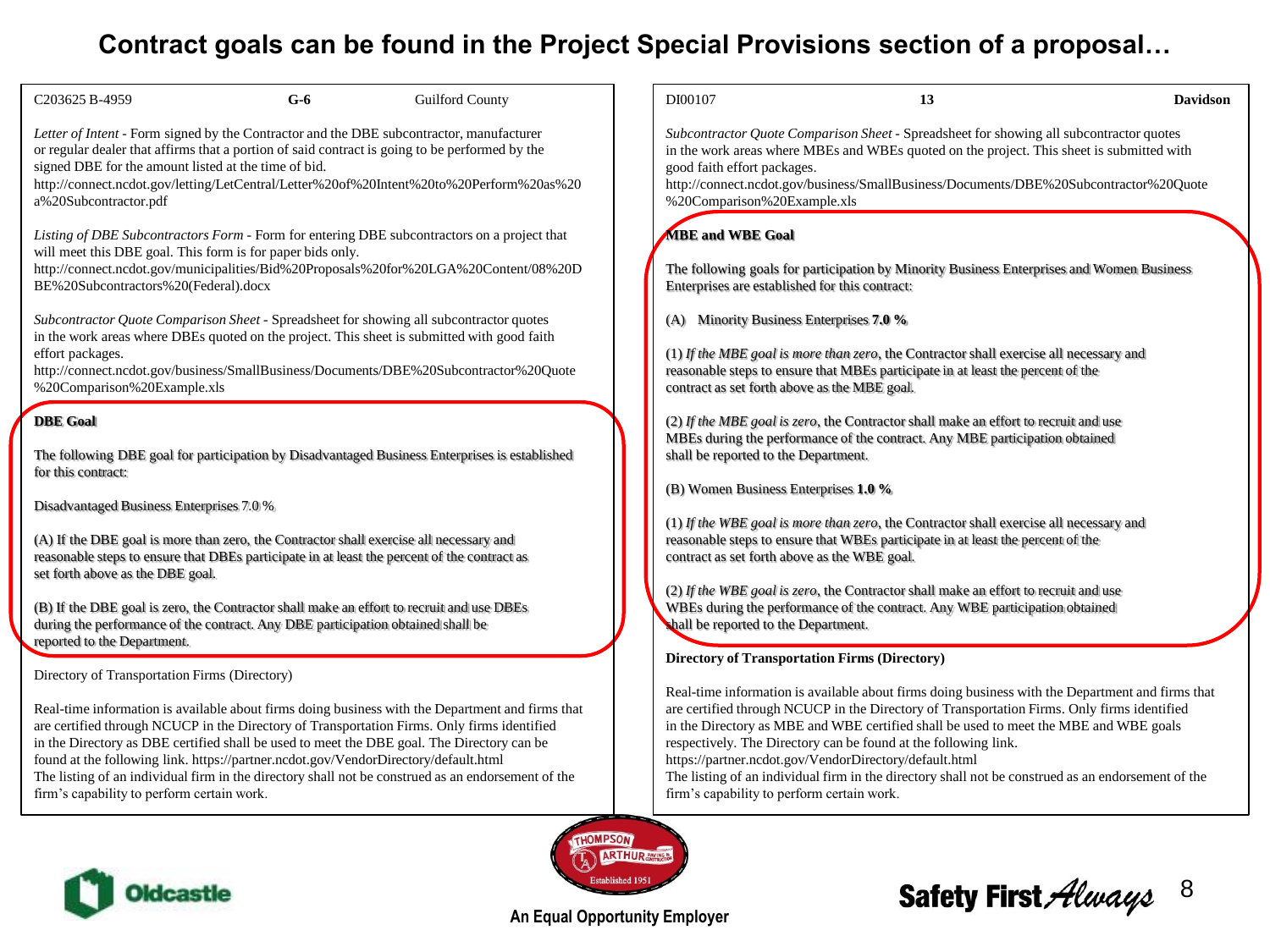# Contract goals can be found in the Project Special Provisions section of a proposal…

C203625 B-4959 **G-6** Guilford County

*Letter of Intent* - Form signed by the Contractor and the DBE subcontractor, manufacturer or regular dealer that affirms that a portion of said contract is going to be performed by the signed DBE for the amount listed at the time of bid.
http://connect.ncdot.gov/letting/LetCentral/Letter%20of%20Intent%20to%20Perform%20as%20a%20Subcontractor.pdf

*Listing of DBE Subcontractors Form* - Form for entering DBE subcontractors on a project that will meet this DBE goal. This form is for paper bids only.
http://connect.ncdot.gov/municipalities/Bid%20Proposals%20for%20LGA%20Content/08%20DBE%20Subcontractors%20(Federal).docx

*Subcontractor Quote Comparison Sheet* - Spreadsheet for showing all subcontractor quotes in the work areas where DBEs quoted on the project. This sheet is submitted with good faith effort packages.
http://connect.ncdot.gov/business/SmallBusiness/Documents/DBE%20Subcontractor%20Quote%20Comparison%20Example.xls

**DBE Goal**

The following DBE goal for participation by Disadvantaged Business Enterprises is established for this contract:

Disadvantaged Business Enterprises 7.0 %

(A) If the DBE goal is more than zero, the Contractor shall exercise all necessary and reasonable steps to ensure that DBEs participate in at least the percent of the contract as set forth above as the DBE goal.

(B) If the DBE goal is zero, the Contractor shall make an effort to recruit and use DBEs during the performance of the contract. Any DBE participation obtained shall be reported to the Department.

Directory of Transportation Firms (Directory)

Real-time information is available about firms doing business with the Department and firms that are certified through NCUCP in the Directory of Transportation Firms. Only firms identified in the Directory as DBE certified shall be used to meet the DBE goal. The Directory can be found at the following link. https://partner.ncdot.gov/VendorDirectory/default.html
The listing of an individual firm in the directory shall not be construed as an endorsement of the firm's capability to perform certain work.

DI00107 **13** **Davidson**

*Subcontractor Quote Comparison Sheet* - Spreadsheet for showing all subcontractor quotes in the work areas where MBEs and WBEs quoted on the project. This sheet is submitted with good faith effort packages.
http://connect.ncdot.gov/business/SmallBusiness/Documents/DBE%20Subcontractor%20Quote%20Comparison%20Example.xls

**MBE and WBE Goal**

The following goals for participation by Minority Business Enterprises and Women Business Enterprises are established for this contract:

(A) Minority Business Enterprises **7.0 %**

(1) *If the MBE goal is more than zero*, the Contractor shall exercise all necessary and reasonable steps to ensure that MBEs participate in at least the percent of the contract as set forth above as the MBE goal.

(2) *If the MBE goal is zero*, the Contractor shall make an effort to recruit and use MBEs during the performance of the contract. Any MBE participation obtained shall be reported to the Department.

(B) Women Business Enterprises **1.0 %**

(1) *If the WBE goal is more than zero*, the Contractor shall exercise all necessary and reasonable steps to ensure that WBEs participate in at least the percent of the contract as set forth above as the WBE goal.

(2) *If the WBE goal is zero*, the Contractor shall make an effort to recruit and use WBEs during the performance of the contract. Any WBE participation obtained shall be reported to the Department.

**Directory of Transportation Firms (Directory)**

Real-time information is available about firms doing business with the Department and firms that are certified through NCUCP in the Directory of Transportation Firms. Only firms identified in the Directory as MBE and WBE certified shall be used to meet the MBE and WBE goals respectively. The Directory can be found at the following link.
https://partner.ncdot.gov/VendorDirectory/default.html
The listing of an individual firm in the directory shall not be construed as an endorsement of the firm's capability to perform certain work.

Oldcastle

Thompson Arthur Paving & Construction — Established 1951

An Equal Opportunity Employer

Safety First *Always*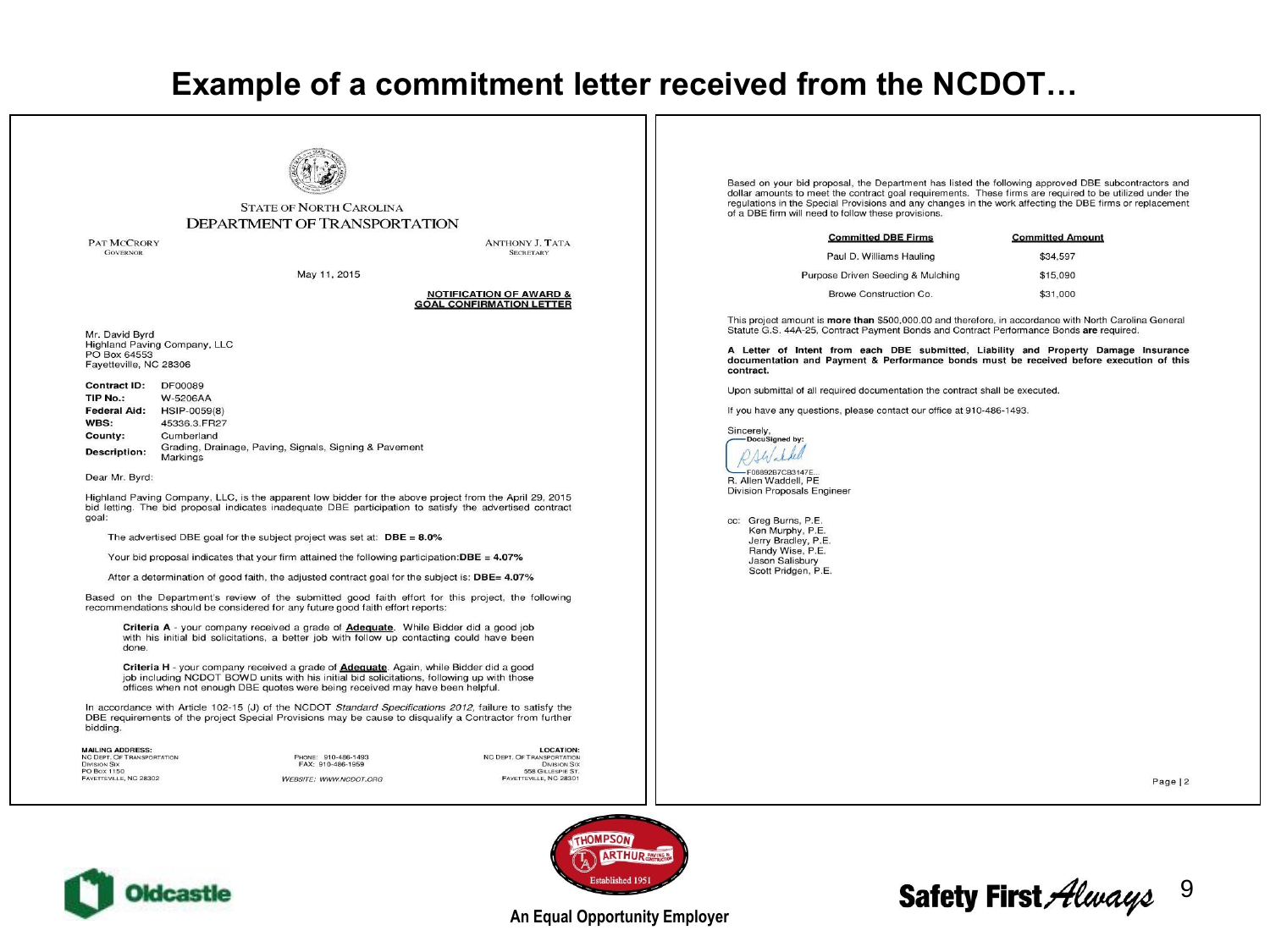# Example of a commitment letter received from the NCDOT…

STATE OF NORTH CAROLINA
DEPARTMENT OF TRANSPORTATION

PAT MCCRORY
GOVERNOR

ANTHONY J. TATA
SECRETARY

May 11, 2015

**NOTIFICATION OF AWARD & GOAL CONFIRMATION LETTER**

Mr. David Byrd
Highland Paving Company, LLC
PO Box 64553
Fayetteville, NC 28306

| | |
|---|---|
| **Contract ID:** | DF00089 |
| **TIP No.:** | W-5206AA |
| **Federal Aid:** | HSIP-0059(8) |
| **WBS:** | 45336.3.FR27 |
| **County:** | Cumberland |
| **Description:** | Grading, Drainage, Paving, Signals, Signing & Pavement Markings |

Dear Mr. Byrd:

Highland Paving Company, LLC, is the apparent low bidder for the above project from the April 29, 2015 bid letting. The bid proposal indicates inadequate DBE participation to satisfy the advertised contract goal:

The advertised DBE goal for the subject project was set at: **DBE = 8.0%**

Your bid proposal indicates that your firm attained the following participation:**DBE = 4.07%**

After a determination of good faith, the adjusted contract goal for the subject is: **DBE= 4.07%**

Based on the Department's review of the submitted good faith effort for this project, the following recommendations should be considered for any future good faith effort reports:

**Criteria A** - your company received a grade of **Adequate**. While Bidder did a good job with his initial bid solicitations, a better job with follow up contacting could have been done.

**Criteria H** - your company received a grade of **Adequate**. Again, while Bidder did a good job including NCDOT BOWD units with his initial bid solicitations, following up with those offices when not enough DBE quotes were being received may have been helpful.

In accordance with Article 102-15 (J) of the NCDOT *Standard Specifications 2012*, failure to satisfy the DBE requirements of the project Special Provisions may be cause to disqualify a Contractor from further bidding.

**MAILING ADDRESS:**
NC DEPT. OF TRANSPORTATION
DIVISION SIX
PO BOX 1150
FAYETTEVILLE, NC 28302

PHONE: 910-486-1493
FAX: 910-486-1959
*WEBSITE: WWW.NCDOT.ORG*

**LOCATION:**
NC DEPT. OF TRANSPORTATION
DIVISION SIX
558 GILLESPIE ST.
FAYETTEVILLE, NC 28301

---

Based on your bid proposal, the Department has listed the following approved DBE subcontractors and dollar amounts to meet the contract goal requirements. These firms are required to be utilized under the regulations in the Special Provisions and any changes in the work affecting the DBE firms or replacement of a DBE firm will need to follow these provisions.

| Committed DBE Firms | Committed Amount |
|---|---|
| Paul D. Williams Hauling | $34,597 |
| Purpose Driven Seeding & Mulching | $15,090 |
| Browe Construction Co. | $31,000 |

This project amount is **more than** $500,000.00 and therefore, in accordance with North Carolina General Statute G.S. 44A-25, Contract Payment Bonds and Contract Performance Bonds **are** required.

**A Letter of Intent from each DBE submitted, Liability and Property Damage Insurance documentation and Payment & Performance bonds must be received before execution of this contract.**

Upon submittal of all required documentation the contract shall be executed.

If you have any questions, please contact our office at 910-486-1493.

Sincerely,

DocuSigned by:
F06892B7CB3147E...
R. Allen Waddell, PE
Division Proposals Engineer

cc: Greg Burns, P.E.
Ken Murphy, P.E.
Jerry Bradley, P.E.
Randy Wise, P.E.
Jason Salisbury
Scott Pridgen, P.E.

Page | 2

---

Oldcastle

THOMPSON ARTHUR PAVING & CONSTRUCTION — Established 1951

An Equal Opportunity Employer

Safety First *Always*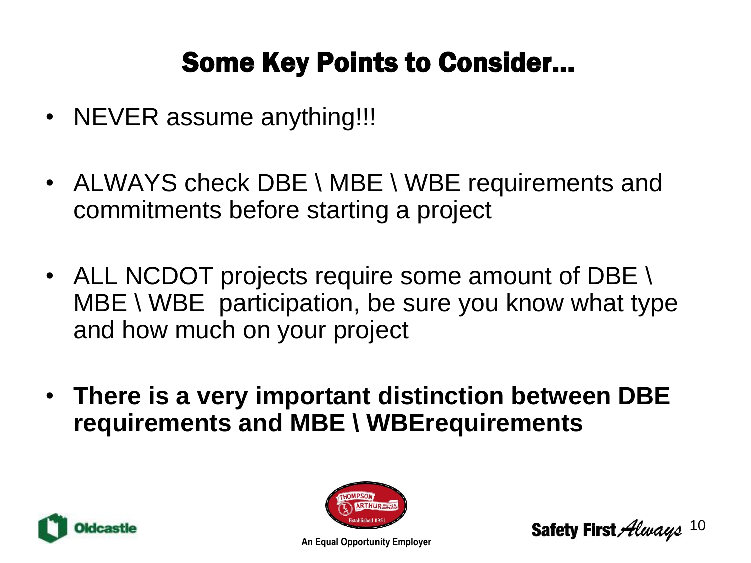# Some Key Points to Consider…

- NEVER assume anything!!!
- ALWAYS check DBE \ MBE \ WBE requirements and commitments before starting a project
- ALL NCDOT projects require some amount of DBE \ MBE \ WBE participation, be sure you know what type and how much on your project
- **There is a very important distinction between DBE requirements and MBE \ WBErequirements**

An Equal Opportunity Employer

Safety First *Always*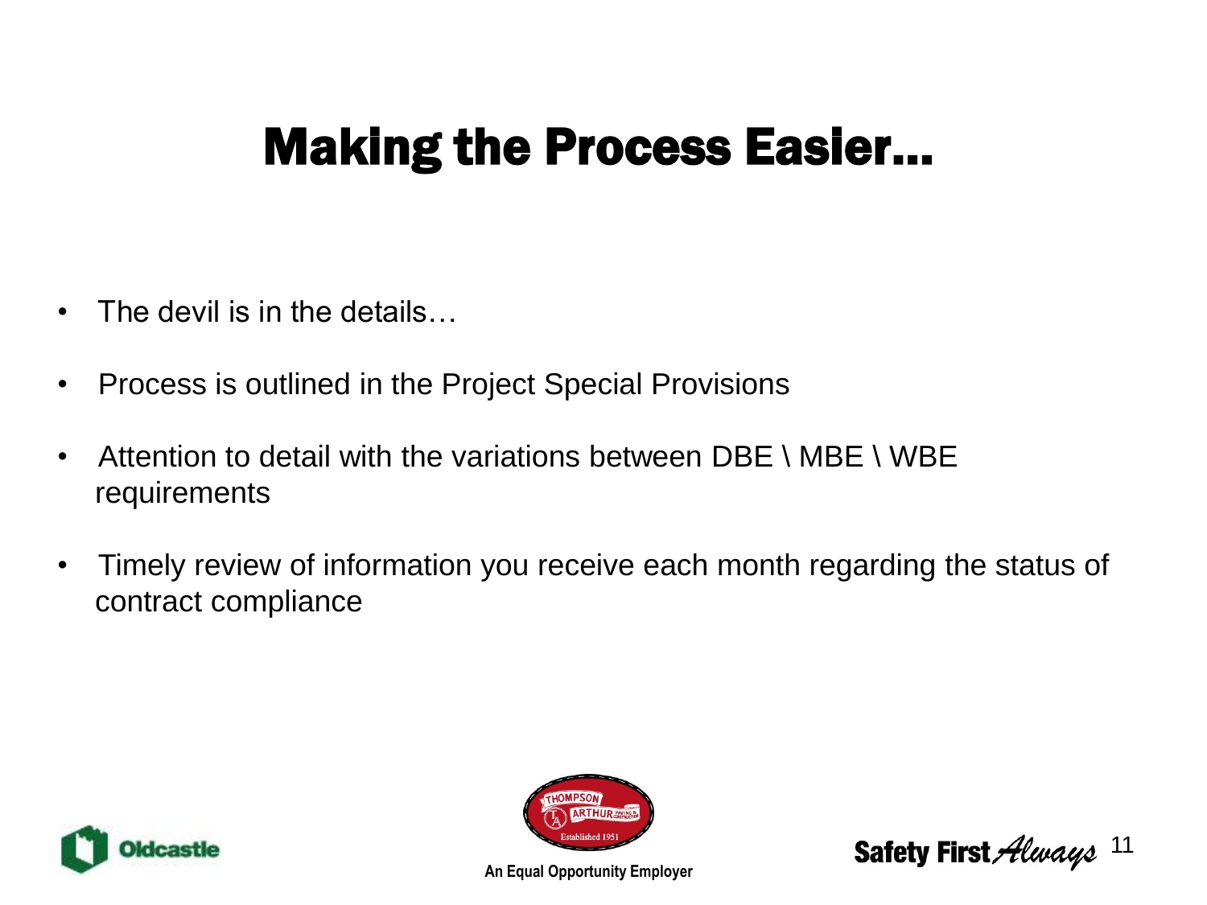# Making the Process Easier…

- The devil is in the details…
- Process is outlined in the Project Special Provisions
- Attention to detail with the variations between DBE \ MBE \ WBE requirements
- Timely review of information you receive each month regarding the status of contract compliance

An Equal Opportunity Employer

Safety First *Always*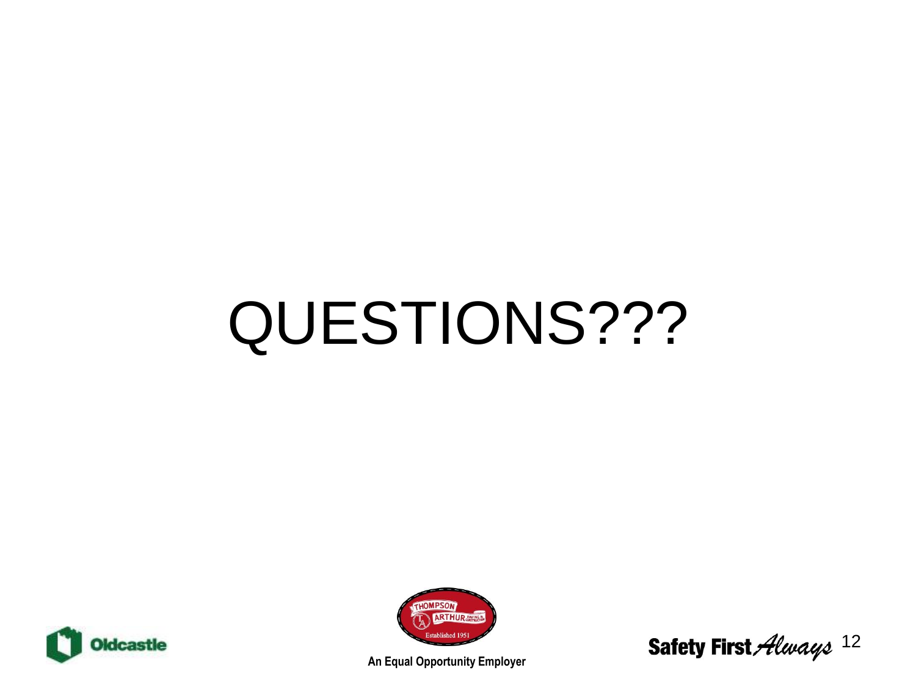# QUESTIONS???

An Equal Opportunity Employer

Safety First *Always*